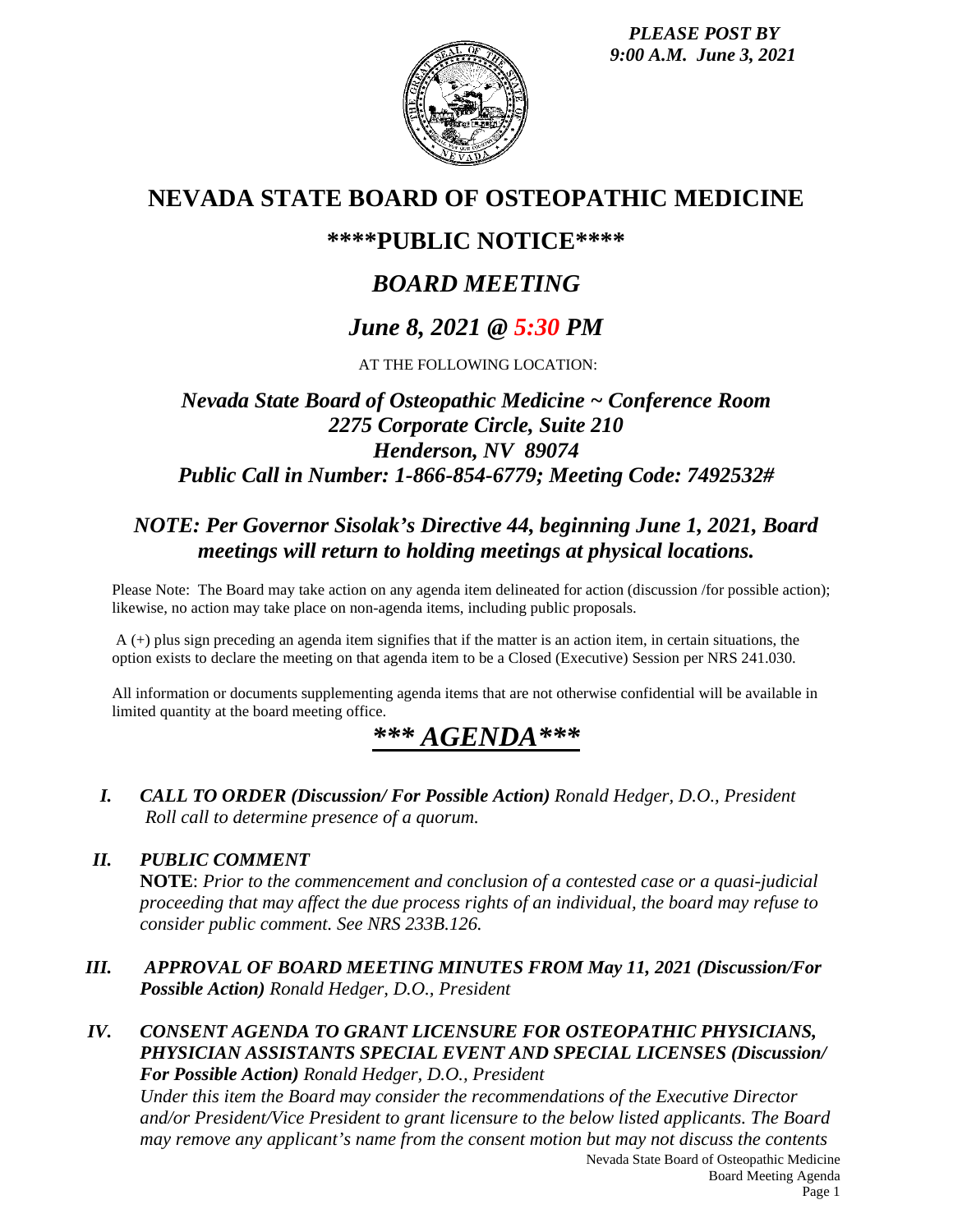*PLEASE POST BY*
*9:00 A.M. June 3, 2021*

# NEVADA STATE BOARD OF OSTEOPATHIC MEDICINE

## \*\*\*\*PUBLIC NOTICE\*\*\*\*

## *BOARD MEETING*

## *June 8, 2021 @ 5:30 PM*

AT THE FOLLOWING LOCATION:

### *Nevada State Board of Osteopathic Medicine ~ Conference Room*
### *2275 Corporate Circle, Suite 210*
### *Henderson, NV 89074*
### *Public Call in Number: 1-866-854-6779; Meeting Code: 7492532#*

### *NOTE: Per Governor Sisolak's Directive 44, beginning June 1, 2021, Board meetings will return to holding meetings at physical locations.*

Please Note: The Board may take action on any agenda item delineated for action (discussion /for possible action); likewise, no action may take place on non-agenda items, including public proposals.

A (+) plus sign preceding an agenda item signifies that if the matter is an action item, in certain situations, the option exists to declare the meeting on that agenda item to be a Closed (Executive) Session per NRS 241.030.

All information or documents supplementing agenda items that are not otherwise confidential will be available in limited quantity at the board meeting office.

## *\*\*\* AGENDA\*\*\**

**I.** ***CALL TO ORDER (Discussion/ For Possible Action)*** *Ronald Hedger, D.O., President*
*Roll call to determine presence of a quorum.*

**II.** ***PUBLIC COMMENT***
**NOTE**: *Prior to the commencement and conclusion of a contested case or a quasi-judicial proceeding that may affect the due process rights of an individual, the board may refuse to consider public comment. See NRS 233B.126.*

**III.** ***APPROVAL OF BOARD MEETING MINUTES FROM May 11, 2021 (Discussion/For Possible Action)*** *Ronald Hedger, D.O., President*

**IV.** ***CONSENT AGENDA TO GRANT LICENSURE FOR OSTEOPATHIC PHYSICIANS, PHYSICIAN ASSISTANTS SPECIAL EVENT AND SPECIAL LICENSES (Discussion/ For Possible Action)*** *Ronald Hedger, D.O., President*
*Under this item the Board may consider the recommendations of the Executive Director and/or President/Vice President to grant licensure to the below listed applicants. The Board may remove any applicant's name from the consent motion but may not discuss the contents*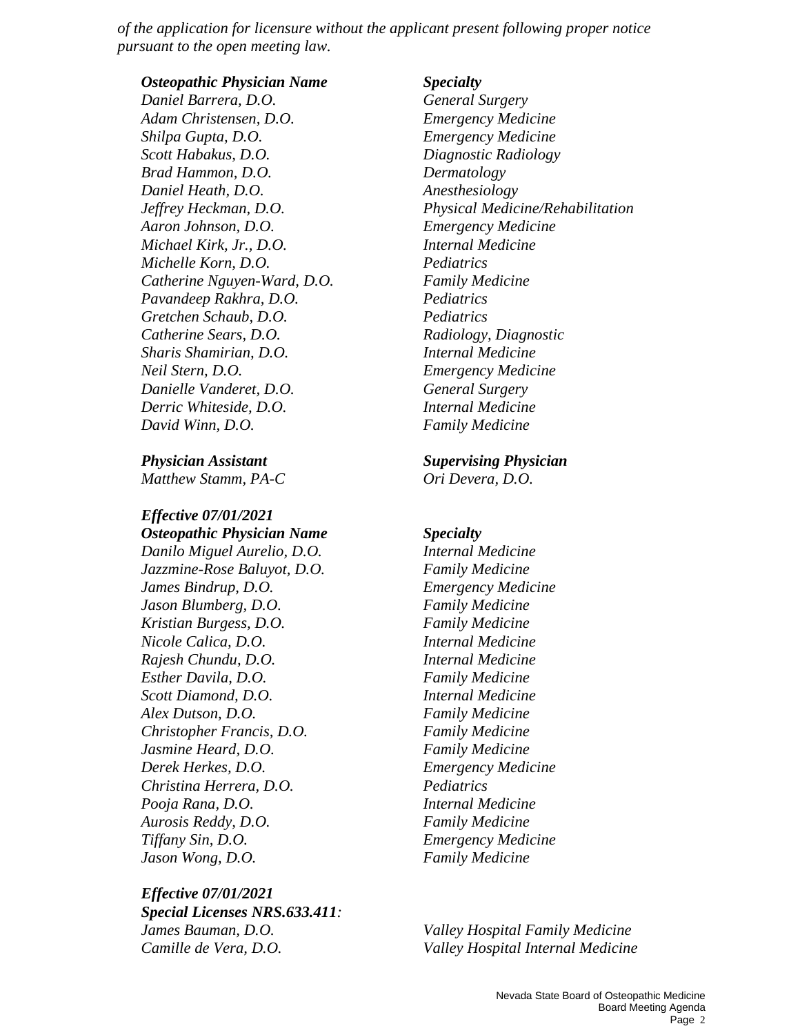*of the application for licensure without the applicant present following proper notice pursuant to the open meeting law.*

| ***Osteopathic Physician Name*** | ***Specialty*** |
|---|---|
| *Daniel Barrera, D.O.* | *General Surgery* |
| *Adam Christensen, D.O.* | *Emergency Medicine* |
| *Shilpa Gupta, D.O.* | *Emergency Medicine* |
| *Scott Habakus, D.O.* | *Diagnostic Radiology* |
| *Brad Hammon, D.O.* | *Dermatology* |
| *Daniel Heath, D.O.* | *Anesthesiology* |
| *Jeffrey Heckman, D.O.* | *Physical Medicine/Rehabilitation* |
| *Aaron Johnson, D.O.* | *Emergency Medicine* |
| *Michael Kirk, Jr., D.O.* | *Internal Medicine* |
| *Michelle Korn, D.O.* | *Pediatrics* |
| *Catherine Nguyen-Ward, D.O.* | *Family Medicine* |
| *Pavandeep Rakhra, D.O.* | *Pediatrics* |
| *Gretchen Schaub, D.O.* | *Pediatrics* |
| *Catherine Sears, D.O.* | *Radiology, Diagnostic* |
| *Sharis Shamirian, D.O.* | *Internal Medicine* |
| *Neil Stern, D.O.* | *Emergency Medicine* |
| *Danielle Vanderet, D.O.* | *General Surgery* |
| *Derric Whiteside, D.O.* | *Internal Medicine* |
| *David Winn, D.O.* | *Family Medicine* |

| ***Physician Assistant*** | ***Supervising Physician*** |
|---|---|
| *Matthew Stamm, PA-C* | *Ori Devera, D.O.* |

***Effective 07/01/2021***

| ***Osteopathic Physician Name*** | ***Specialty*** |
|---|---|
| *Danilo Miguel Aurelio, D.O.* | *Internal Medicine* |
| *Jazzmine-Rose Baluyot, D.O.* | *Family Medicine* |
| *James Bindrup, D.O.* | *Emergency Medicine* |
| *Jason Blumberg, D.O.* | *Family Medicine* |
| *Kristian Burgess, D.O.* | *Family Medicine* |
| *Nicole Calica, D.O.* | *Internal Medicine* |
| *Rajesh Chundu, D.O.* | *Internal Medicine* |
| *Esther Davila, D.O.* | *Family Medicine* |
| *Scott Diamond, D.O.* | *Internal Medicine* |
| *Alex Dutson, D.O.* | *Family Medicine* |
| *Christopher Francis, D.O.* | *Family Medicine* |
| *Jasmine Heard, D.O.* | *Family Medicine* |
| *Derek Herkes, D.O.* | *Emergency Medicine* |
| *Christina Herrera, D.O.* | *Pediatrics* |
| *Pooja Rana, D.O.* | *Internal Medicine* |
| *Aurosis Reddy, D.O.* | *Family Medicine* |
| *Tiffany Sin, D.O.* | *Emergency Medicine* |
| *Jason Wong, D.O.* | *Family Medicine* |

***Effective 07/01/2021***
***Special Licenses NRS.633.411:***

| | |
|---|---|
| *James Bauman, D.O.* | *Valley Hospital Family Medicine* |
| *Camille de Vera, D.O.* | *Valley Hospital Internal Medicine* |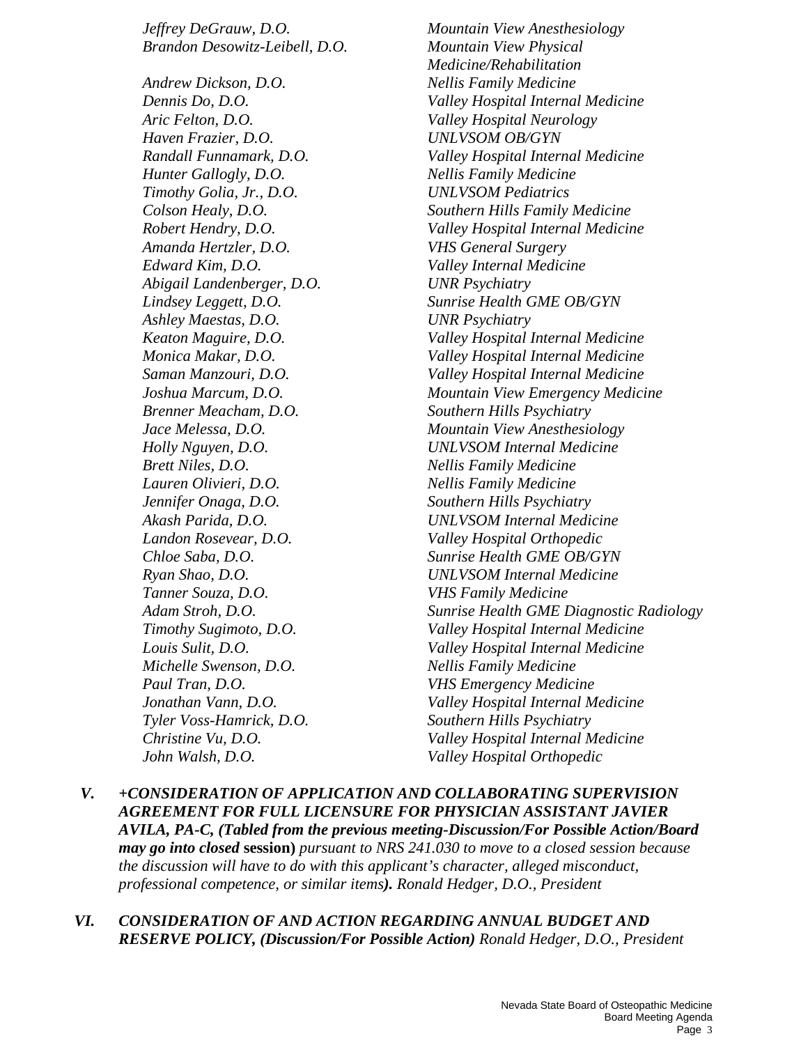| | |
|---|---|
| *Jeffrey DeGrauw, D.O.* | *Mountain View Anesthesiology* |
| *Brandon Desowitz-Leibell, D.O.* | *Mountain View Physical Medicine/Rehabilitation* |
| *Andrew Dickson, D.O.* | *Nellis Family Medicine* |
| *Dennis Do, D.O.* | *Valley Hospital Internal Medicine* |
| *Aric Felton, D.O.* | *Valley Hospital Neurology* |
| *Haven Frazier, D.O.* | *UNLVSOM OB/GYN* |
| *Randall Funnamark, D.O.* | *Valley Hospital Internal Medicine* |
| *Hunter Gallogly, D.O.* | *Nellis Family Medicine* |
| *Timothy Golia, Jr., D.O.* | *UNLVSOM Pediatrics* |
| *Colson Healy, D.O.* | *Southern Hills Family Medicine* |
| *Robert Hendry, D.O.* | *Valley Hospital Internal Medicine* |
| *Amanda Hertzler, D.O.* | *VHS General Surgery* |
| *Edward Kim, D.O.* | *Valley Internal Medicine* |
| *Abigail Landenberger, D.O.* | *UNR Psychiatry* |
| *Lindsey Leggett, D.O.* | *Sunrise Health GME OB/GYN* |
| *Ashley Maestas, D.O.* | *UNR Psychiatry* |
| *Keaton Maguire, D.O.* | *Valley Hospital Internal Medicine* |
| *Monica Makar, D.O.* | *Valley Hospital Internal Medicine* |
| *Saman Manzouri, D.O.* | *Valley Hospital Internal Medicine* |
| *Joshua Marcum, D.O.* | *Mountain View Emergency Medicine* |
| *Brenner Meacham, D.O.* | *Southern Hills Psychiatry* |
| *Jace Melessa, D.O.* | *Mountain View Anesthesiology* |
| *Holly Nguyen, D.O.* | *UNLVSOM Internal Medicine* |
| *Brett Niles, D.O.* | *Nellis Family Medicine* |
| *Lauren Olivieri, D.O.* | *Nellis Family Medicine* |
| *Jennifer Onaga, D.O.* | *Southern Hills Psychiatry* |
| *Akash Parida, D.O.* | *UNLVSOM Internal Medicine* |
| *Landon Rosevear, D.O.* | *Valley Hospital Orthopedic* |
| *Chloe Saba, D.O.* | *Sunrise Health GME OB/GYN* |
| *Ryan Shao, D.O.* | *UNLVSOM Internal Medicine* |
| *Tanner Souza, D.O.* | *VHS Family Medicine* |
| *Adam Stroh, D.O.* | *Sunrise Health GME Diagnostic Radiology* |
| *Timothy Sugimoto, D.O.* | *Valley Hospital Internal Medicine* |
| *Louis Sulit, D.O.* | *Valley Hospital Internal Medicine* |
| *Michelle Swenson, D.O.* | *Nellis Family Medicine* |
| *Paul Tran, D.O.* | *VHS Emergency Medicine* |
| *Jonathan Vann, D.O.* | *Valley Hospital Internal Medicine* |
| *Tyler Voss-Hamrick, D.O.* | *Southern Hills Psychiatry* |
| *Christine Vu, D.O.* | *Valley Hospital Internal Medicine* |
| *John Walsh, D.O.* | *Valley Hospital Orthopedic* |

**V.** ***+CONSIDERATION OF APPLICATION AND COLLABORATING SUPERVISION AGREEMENT FOR FULL LICENSURE FOR PHYSICIAN ASSISTANT JAVIER AVILA, PA-C, (Tabled from the previous meeting-Discussion/For Possible Action/Board may go into closed* session)** *pursuant to NRS 241.030 to move to a closed session because the discussion will have to do with this applicant's character, alleged misconduct, professional competence, or similar items**).*** *Ronald Hedger, D.O., President*

**VI.** ***CONSIDERATION OF AND ACTION REGARDING ANNUAL BUDGET AND RESERVE POLICY, (Discussion/For Possible Action)*** *Ronald Hedger, D.O., President*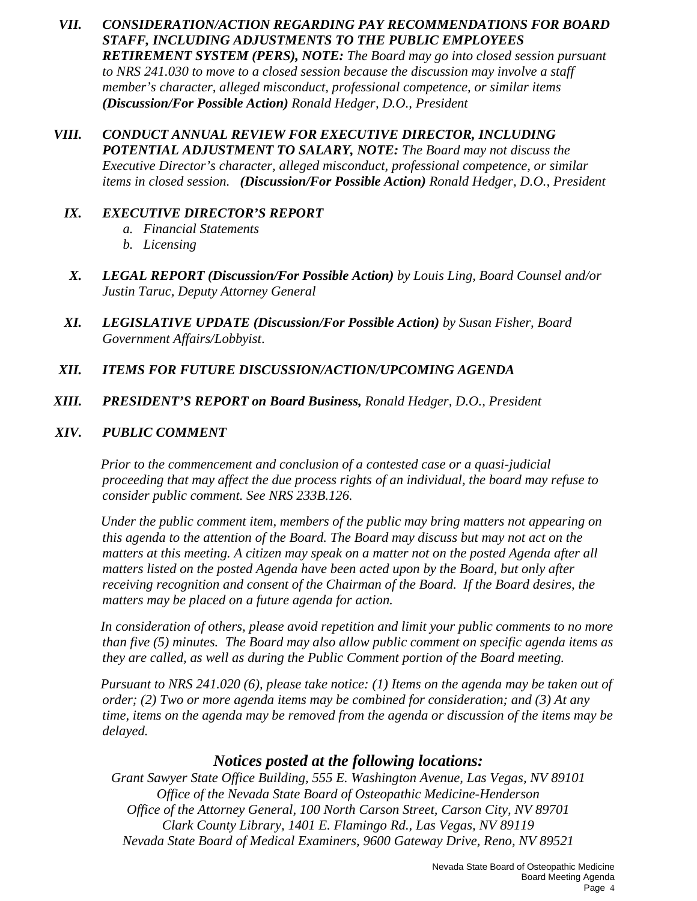VII. ***CONSIDERATION/ACTION REGARDING PAY RECOMMENDATIONS FOR BOARD STAFF, INCLUDING ADJUSTMENTS TO THE PUBLIC EMPLOYEES RETIREMENT SYSTEM (PERS), NOTE:*** *The Board may go into closed session pursuant to NRS 241.030 to move to a closed session because the discussion may involve a staff member's character, alleged misconduct, professional competence, or similar items* ***(Discussion/For Possible Action)*** *Ronald Hedger, D.O., President*

VIII. ***CONDUCT ANNUAL REVIEW FOR EXECUTIVE DIRECTOR, INCLUDING POTENTIAL ADJUSTMENT TO SALARY, NOTE:*** *The Board may not discuss the Executive Director's character, alleged misconduct, professional competence, or similar items in closed session.* ***(Discussion/For Possible Action)*** *Ronald Hedger, D.O., President*

IX. ***EXECUTIVE DIRECTOR'S REPORT***
   a. *Financial Statements*
   b. *Licensing*

X. ***LEGAL REPORT (Discussion/For Possible Action)*** *by Louis Ling, Board Counsel and/or Justin Taruc, Deputy Attorney General*

XI. ***LEGISLATIVE UPDATE (Discussion/For Possible Action)*** *by Susan Fisher, Board Government Affairs/Lobbyist*.

XII. ***ITEMS FOR FUTURE DISCUSSION/ACTION/UPCOMING AGENDA***

XIII. ***PRESIDENT'S REPORT on Board Business,*** *Ronald Hedger, D.O., President*

XIV. ***PUBLIC COMMENT***

*Prior to the commencement and conclusion of a contested case or a quasi-judicial proceeding that may affect the due process rights of an individual, the board may refuse to consider public comment. See NRS 233B.126.*

*Under the public comment item, members of the public may bring matters not appearing on this agenda to the attention of the Board. The Board may discuss but may not act on the matters at this meeting. A citizen may speak on a matter not on the posted Agenda after all matters listed on the posted Agenda have been acted upon by the Board, but only after receiving recognition and consent of the Chairman of the Board. If the Board desires, the matters may be placed on a future agenda for action.*

*In consideration of others, please avoid repetition and limit your public comments to no more than five (5) minutes. The Board may also allow public comment on specific agenda items as they are called, as well as during the Public Comment portion of the Board meeting.*

*Pursuant to NRS 241.020 (6), please take notice: (1) Items on the agenda may be taken out of order; (2) Two or more agenda items may be combined for consideration; and (3) At any time, items on the agenda may be removed from the agenda or discussion of the items may be delayed.*

## *Notices posted at the following locations:*

*Grant Sawyer State Office Building, 555 E. Washington Avenue, Las Vegas, NV 89101*
*Office of the Nevada State Board of Osteopathic Medicine-Henderson*
*Office of the Attorney General, 100 North Carson Street, Carson City, NV 89701*
*Clark County Library, 1401 E. Flamingo Rd., Las Vegas, NV 89119*
*Nevada State Board of Medical Examiners, 9600 Gateway Drive, Reno, NV 89521*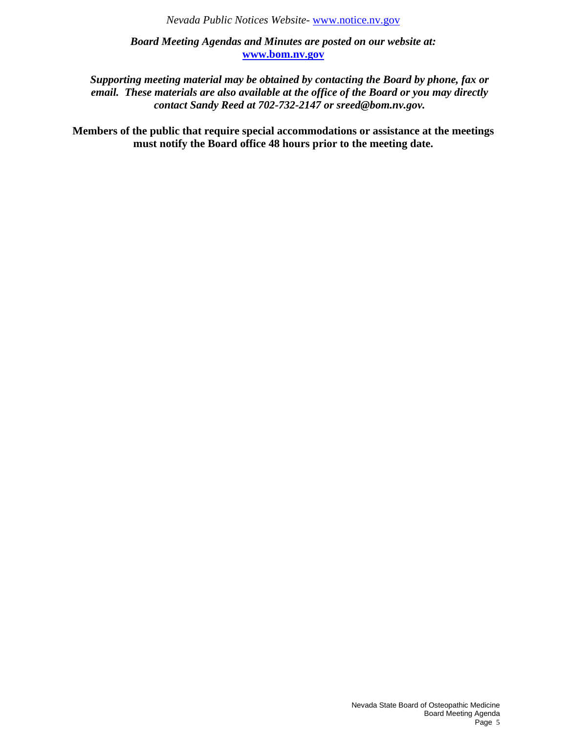*Nevada Public Notices Website-* [www.notice.nv.gov](http://www.notice.nv.gov)

***Board Meeting Agendas and Minutes are posted on our website at:***
[**www.bom.nv.gov**](http://www.bom.nv.gov)

***Supporting meeting material may be obtained by contacting the Board by phone, fax or email. These materials are also available at the office of the Board or you may directly contact Sandy Reed at 702-732-2147 or sreed@bom.nv.gov.***

**Members of the public that require special accommodations or assistance at the meetings must notify the Board office 48 hours prior to the meeting date.**